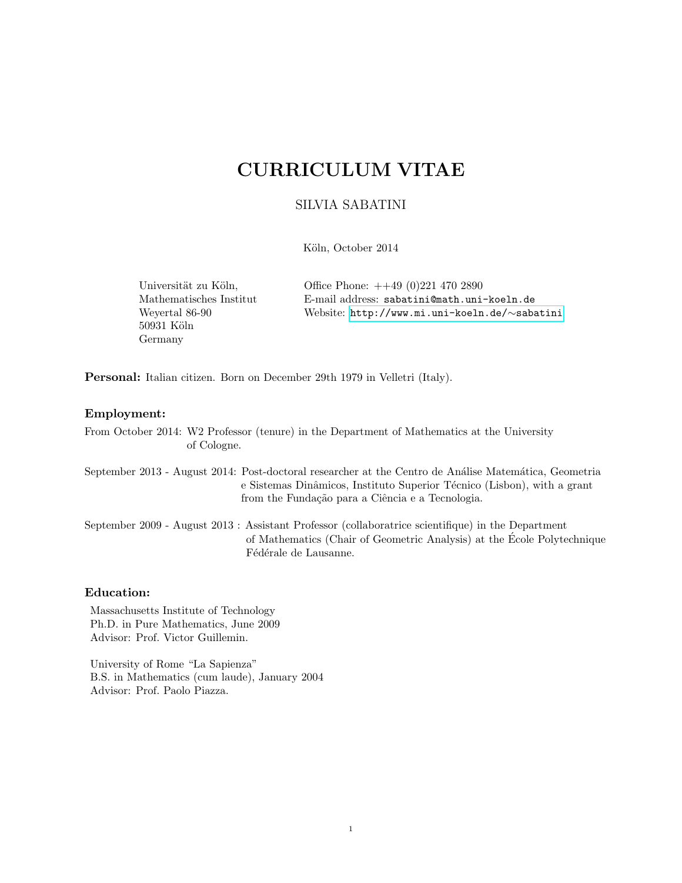# CURRICULUM VITAE

SILVIA SABATINI

Köln, October 2014

Universität zu Köln,
Mathematisches Institut
Weyertal 86-90
50931 Köln
Germany

Office Phone: ++49 (0)221 470 2890
E-mail address: `sabatini@math.uni-koeln.de`
Website: `http://www.mi.uni-koeln.de/∼sabatini`

**Personal:** Italian citizen. Born on December 29th 1979 in Velletri (Italy).

### Employment:

From October 2014: W2 Professor (tenure) in the Department of Mathematics at the University of Cologne.

September 2013 - August 2014: Post-doctoral researcher at the Centro de Análise Matemática, Geometria e Sistemas Dinâmicos, Instituto Superior Técnico (Lisbon), with a grant from the Fundação para a Ciência e a Tecnologia.

September 2009 - August 2013 : Assistant Professor (collaboratrice scientifique) in the Department of Mathematics (Chair of Geometric Analysis) at the École Polytechnique Fédérale de Lausanne.

### Education:

Massachusetts Institute of Technology
Ph.D. in Pure Mathematics, June 2009
Advisor: Prof. Victor Guillemin.

University of Rome "La Sapienza"
B.S. in Mathematics (cum laude), January 2004
Advisor: Prof. Paolo Piazza.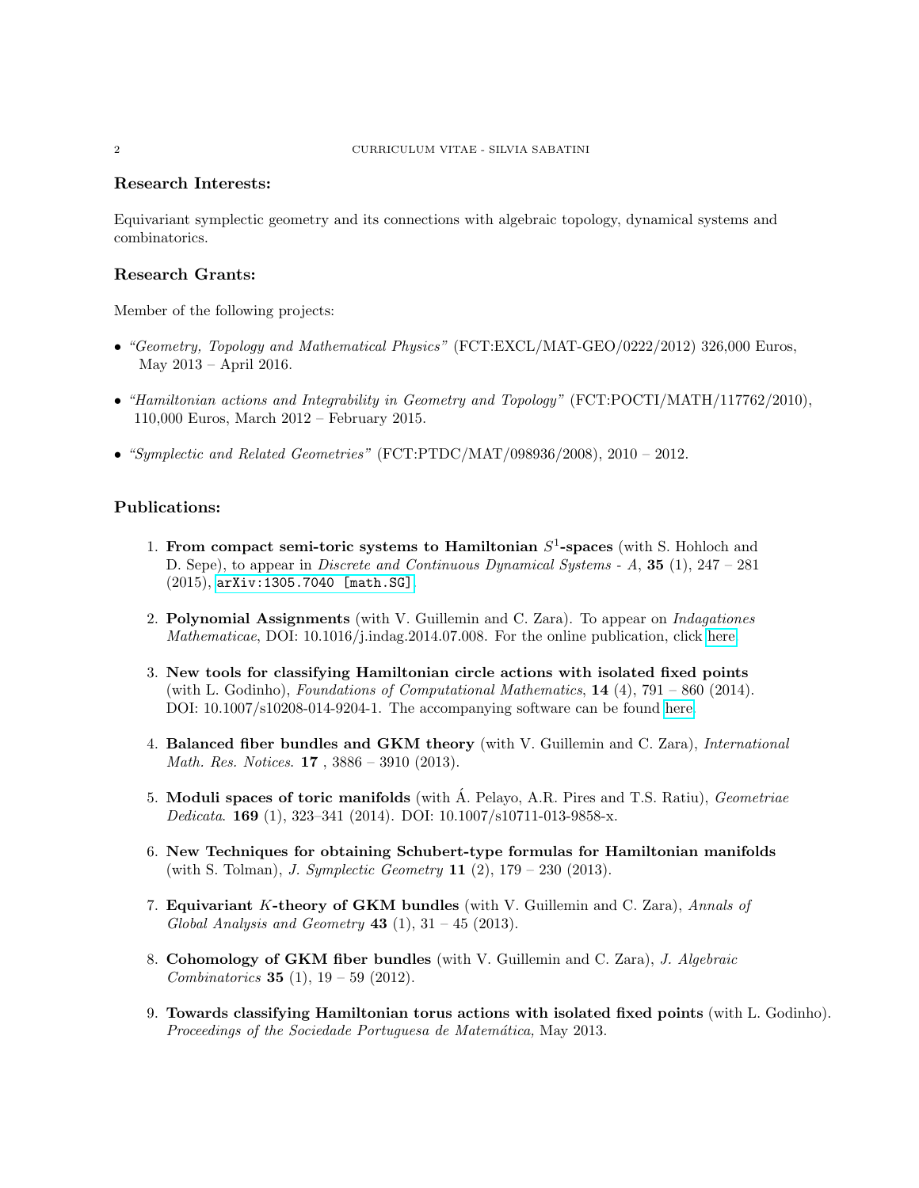## Research Interests:

Equivariant symplectic geometry and its connections with algebraic topology, dynamical systems and combinatorics.

## Research Grants:

Member of the following projects:

- *"Geometry, Topology and Mathematical Physics"* (FCT:EXCL/MAT-GEO/0222/2012) 326,000 Euros, May 2013 – April 2016.
- *"Hamiltonian actions and Integrability in Geometry and Topology"* (FCT:POCTI/MATH/117762/2010), 110,000 Euros, March 2012 – February 2015.
- *"Symplectic and Related Geometries"* (FCT:PTDC/MAT/098936/2008), 2010 – 2012.

## Publications:

1. **From compact semi-toric systems to Hamiltonian $S^1$-spaces** (with S. Hohloch and D. Sepe), to appear in *Discrete and Continuous Dynamical Systems - A*, **35** (1), 247 – 281 (2015), `arXiv:1305.7040 [math.SG]`.
2. **Polynomial Assignments** (with V. Guillemin and C. Zara). To appear on *Indagationes Mathematicae*, DOI: 10.1016/j.indag.2014.07.008. For the online publication, click here.
3. **New tools for classifying Hamiltonian circle actions with isolated fixed points** (with L. Godinho), *Foundations of Computational Mathematics*, **14** (4), 791 – 860 (2014). DOI: 10.1007/s10208-014-9204-1. The accompanying software can be found here.
4. **Balanced fiber bundles and GKM theory** (with V. Guillemin and C. Zara), *International Math. Res. Notices*. **17** , 3886 – 3910 (2013).
5. **Moduli spaces of toric manifolds** (with Á. Pelayo, A.R. Pires and T.S. Ratiu), *Geometriae Dedicata*. **169** (1), 323–341 (2014). DOI: 10.1007/s10711-013-9858-x.
6. **New Techniques for obtaining Schubert-type formulas for Hamiltonian manifolds** (with S. Tolman), *J. Symplectic Geometry* **11** (2), 179 – 230 (2013).
7. **Equivariant $K$-theory of GKM bundles** (with V. Guillemin and C. Zara), *Annals of Global Analysis and Geometry* **43** (1), 31 – 45 (2013).
8. **Cohomology of GKM fiber bundles** (with V. Guillemin and C. Zara), *J. Algebraic Combinatorics* **35** (1), 19 – 59 (2012).
9. **Towards classifying Hamiltonian torus actions with isolated fixed points** (with L. Godinho). *Proceedings of the Sociedade Portuguesa de Matemática,* May 2013.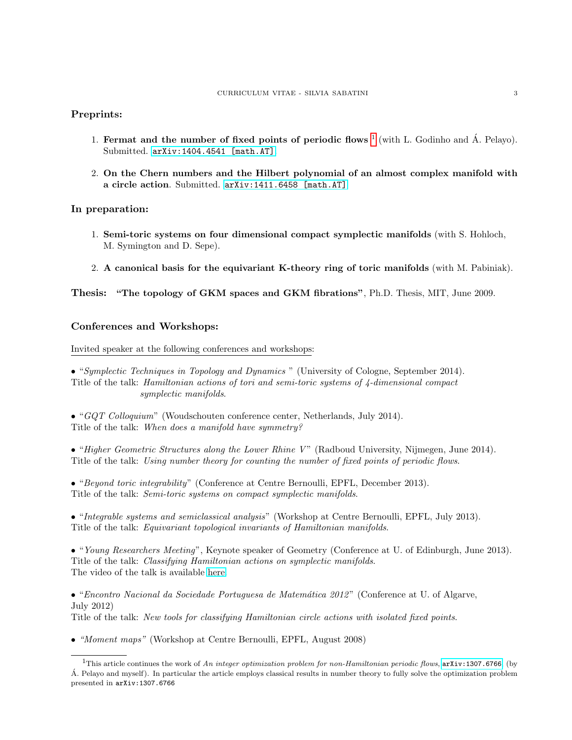## Preprints:

1. **Fermat and the number of fixed points of periodic flows** [1] (with L. Godinho and Á. Pelayo). Submitted. `arXiv:1404.4541 [math.AT]`

2. **On the Chern numbers and the Hilbert polynomial of an almost complex manifold with a circle action**. Submitted. `arXiv:1411.6458 [math.AT]`

## In preparation:

1. **Semi-toric systems on four dimensional compact symplectic manifolds** (with S. Hohloch, M. Symington and D. Sepe).

2. **A canonical basis for the equivariant K-theory ring of toric manifolds** (with M. Pabiniak).

**Thesis: "The topology of GKM spaces and GKM fibrations"**, Ph.D. Thesis, MIT, June 2009.

## Conferences and Workshops:

Invited speaker at the following conferences and workshops:

• "*Symplectic Techniques in Topology and Dynamics* " (University of Cologne, September 2014).
Title of the talk: *Hamiltonian actions of tori and semi-toric systems of 4-dimensional compact symplectic manifolds.*

• "*GQT Colloquium*" (Woudschouten conference center, Netherlands, July 2014).
Title of the talk: *When does a manifold have symmetry?*

• "*Higher Geometric Structures along the Lower Rhine V*" (Radboud University, Nijmegen, June 2014).
Title of the talk: *Using number theory for counting the number of fixed points of periodic flows.*

• "*Beyond toric integrability*" (Conference at Centre Bernoulli, EPFL, December 2013).
Title of the talk: *Semi-toric systems on compact symplectic manifolds.*

• "*Integrable systems and semiclassical analysis*" (Workshop at Centre Bernoulli, EPFL, July 2013).
Title of the talk: *Equivariant topological invariants of Hamiltonian manifolds.*

• "*Young Researchers Meeting*", Keynote speaker of Geometry (Conference at U. of Edinburgh, June 2013).
Title of the talk: *Classifying Hamiltonian actions on symplectic manifolds.*
The video of the talk is available here.

• "*Encontro Nacional da Sociedade Portuguesa de Matemática 2012*" (Conference at U. of Algarve, July 2012)
Title of the talk: *New tools for classifying Hamiltonian circle actions with isolated fixed points.*

• *"Moment maps"* (Workshop at Centre Bernoulli, EPFL, August 2008)

[1] This article continues the work of *An integer optimization problem for non-Hamiltonian periodic flows*, `arXiv:1307.6766`, (by Á. Pelayo and myself). In particular the article employs classical results in number theory to fully solve the optimization problem presented in `arXiv:1307.6766`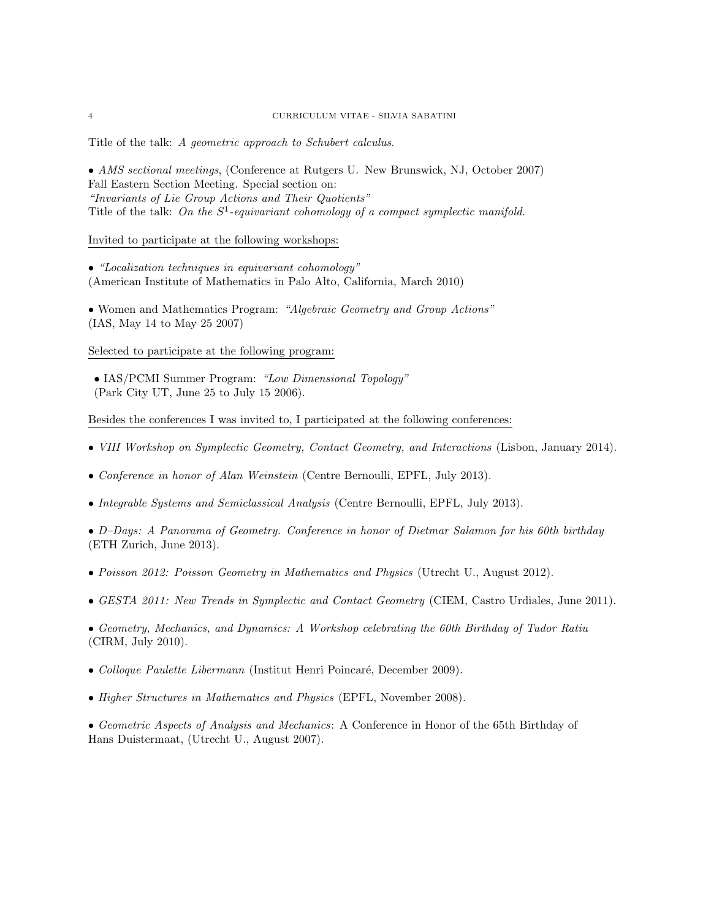Title of the talk: *A geometric approach to Schubert calculus*.

• *AMS sectional meetings*, (Conference at Rutgers U. New Brunswick, NJ, October 2007)
Fall Eastern Section Meeting. Special section on:
*"Invariants of Lie Group Actions and Their Quotients"*
Title of the talk: *On the $S^1$-equivariant cohomology of a compact symplectic manifold*.

Invited to participate at the following workshops:

• *"Localization techniques in equivariant cohomology"*
(American Institute of Mathematics in Palo Alto, California, March 2010)

• Women and Mathematics Program: *"Algebraic Geometry and Group Actions"*
(IAS, May 14 to May 25 2007)

Selected to participate at the following program:

• IAS/PCMI Summer Program: *"Low Dimensional Topology"*
(Park City UT, June 25 to July 15 2006).

Besides the conferences I was invited to, I participated at the following conferences:

• *VIII Workshop on Symplectic Geometry, Contact Geometry, and Interactions* (Lisbon, January 2014).

• *Conference in honor of Alan Weinstein* (Centre Bernoulli, EPFL, July 2013).

• *Integrable Systems and Semiclassical Analysis* (Centre Bernoulli, EPFL, July 2013).

• *D–Days: A Panorama of Geometry. Conference in honor of Dietmar Salamon for his 60th birthday* (ETH Zurich, June 2013).

• *Poisson 2012: Poisson Geometry in Mathematics and Physics* (Utrecht U., August 2012).

• *GESTA 2011: New Trends in Symplectic and Contact Geometry* (CIEM, Castro Urdiales, June 2011).

• *Geometry, Mechanics, and Dynamics: A Workshop celebrating the 60th Birthday of Tudor Ratiu* (CIRM, July 2010).

• *Colloque Paulette Libermann* (Institut Henri Poincaré, December 2009).

• *Higher Structures in Mathematics and Physics* (EPFL, November 2008).

• *Geometric Aspects of Analysis and Mechanics*: A Conference in Honor of the 65th Birthday of Hans Duistermaat, (Utrecht U., August 2007).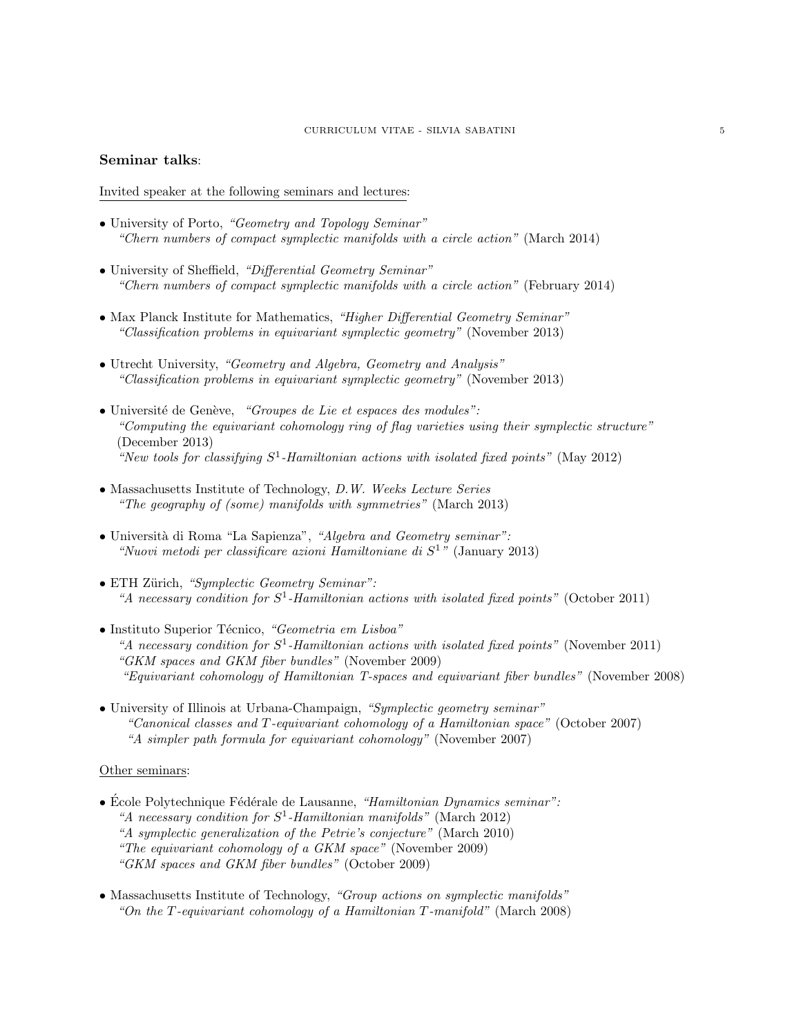**Seminar talks**:

Invited speaker at the following seminars and lectures:

- University of Porto, *"Geometry and Topology Seminar"*
  *"Chern numbers of compact symplectic manifolds with a circle action"* (March 2014)

- University of Sheffield, *"Differential Geometry Seminar"*
  *"Chern numbers of compact symplectic manifolds with a circle action"* (February 2014)

- Max Planck Institute for Mathematics, *"Higher Differential Geometry Seminar"*
  *"Classification problems in equivariant symplectic geometry"* (November 2013)

- Utrecht University, *"Geometry and Algebra, Geometry and Analysis"*
  *"Classification problems in equivariant symplectic geometry"* (November 2013)

- Université de Genève, *"Groupes de Lie et espaces des modules":*
  *"Computing the equivariant cohomology ring of flag varieties using their symplectic structure"* (December 2013)
  *"New tools for classifying $S^1$-Hamiltonian actions with isolated fixed points"* (May 2012)

- Massachusetts Institute of Technology, *D.W. Weeks Lecture Series*
  *"The geography of (some) manifolds with symmetries"* (March 2013)

- Università di Roma "La Sapienza", *"Algebra and Geometry seminar":*
  *"Nuovi metodi per classificare azioni Hamiltoniane di $S^1$"* (January 2013)

- ETH Zürich, *"Symplectic Geometry Seminar":*
  *"A necessary condition for $S^1$-Hamiltonian actions with isolated fixed points"* (October 2011)

- Instituto Superior Técnico, *"Geometria em Lisboa"*
  *"A necessary condition for $S^1$-Hamiltonian actions with isolated fixed points"* (November 2011)
  *"GKM spaces and GKM fiber bundles"* (November 2009)
  *"Equivariant cohomology of Hamiltonian T-spaces and equivariant fiber bundles"* (November 2008)

- University of Illinois at Urbana-Champaign, *"Symplectic geometry seminar"*
  *"Canonical classes and $T$-equivariant cohomology of a Hamiltonian space"* (October 2007)
  *"A simpler path formula for equivariant cohomology"* (November 2007)

Other seminars:

- École Polytechnique Fédérale de Lausanne, *"Hamiltonian Dynamics seminar":*
  *"A necessary condition for $S^1$-Hamiltonian manifolds"* (March 2012)
  *"A symplectic generalization of the Petrie's conjecture"* (March 2010)
  *"The equivariant cohomology of a GKM space"* (November 2009)
  *"GKM spaces and GKM fiber bundles"* (October 2009)

- Massachusetts Institute of Technology, *"Group actions on symplectic manifolds"*
  *"On the $T$-equivariant cohomology of a Hamiltonian $T$-manifold"* (March 2008)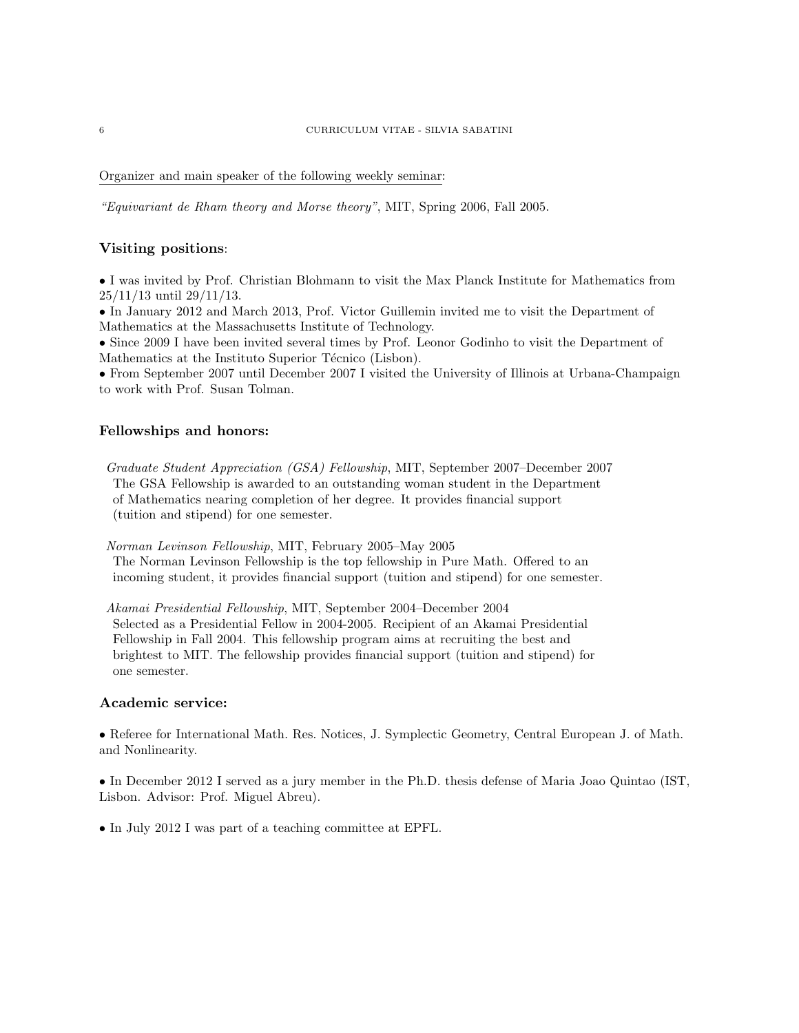<u>Organizer and main speaker of the following weekly seminar:</u>

*"Equivariant de Rham theory and Morse theory"*, MIT, Spring 2006, Fall 2005.

### **Visiting positions**:

- I was invited by Prof. Christian Blohmann to visit the Max Planck Institute for Mathematics from 25/11/13 until 29/11/13.
- In January 2012 and March 2013, Prof. Victor Guillemin invited me to visit the Department of Mathematics at the Massachusetts Institute of Technology.
- Since 2009 I have been invited several times by Prof. Leonor Godinho to visit the Department of Mathematics at the Instituto Superior Técnico (Lisbon).
- From September 2007 until December 2007 I visited the University of Illinois at Urbana-Champaign to work with Prof. Susan Tolman.

### **Fellowships and honors:**

*Graduate Student Appreciation (GSA) Fellowship*, MIT, September 2007–December 2007
The GSA Fellowship is awarded to an outstanding woman student in the Department of Mathematics nearing completion of her degree. It provides financial support (tuition and stipend) for one semester.

*Norman Levinson Fellowship*, MIT, February 2005–May 2005
The Norman Levinson Fellowship is the top fellowship in Pure Math. Offered to an incoming student, it provides financial support (tuition and stipend) for one semester.

*Akamai Presidential Fellowship*, MIT, September 2004–December 2004
Selected as a Presidential Fellow in 2004-2005. Recipient of an Akamai Presidential Fellowship in Fall 2004. This fellowship program aims at recruiting the best and brightest to MIT. The fellowship provides financial support (tuition and stipend) for one semester.

### **Academic service:**

- Referee for International Math. Res. Notices, J. Symplectic Geometry, Central European J. of Math. and Nonlinearity.

- In December 2012 I served as a jury member in the Ph.D. thesis defense of Maria Joao Quintao (IST, Lisbon. Advisor: Prof. Miguel Abreu).

- In July 2012 I was part of a teaching committee at EPFL.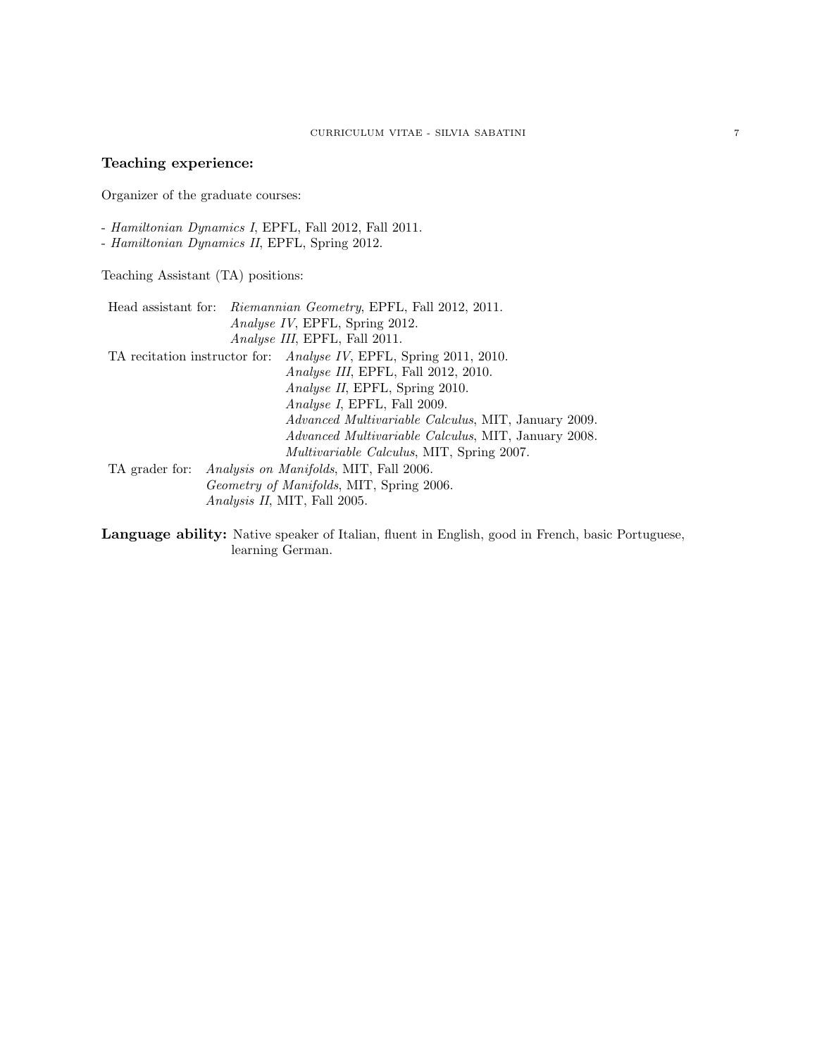**Teaching experience:**

Organizer of the graduate courses:

- *Hamiltonian Dynamics I*, EPFL, Fall 2012, Fall 2011.
- *Hamiltonian Dynamics II*, EPFL, Spring 2012.

Teaching Assistant (TA) positions:

| | |
|---|---|
| Head assistant for: | *Riemannian Geometry*, EPFL, Fall 2012, 2011. |
| | *Analyse IV*, EPFL, Spring 2012. |
| | *Analyse III*, EPFL, Fall 2011. |
| TA recitation instructor for: | *Analyse IV*, EPFL, Spring 2011, 2010. |
| | *Analyse III*, EPFL, Fall 2012, 2010. |
| | *Analyse II*, EPFL, Spring 2010. |
| | *Analyse I*, EPFL, Fall 2009. |
| | *Advanced Multivariable Calculus*, MIT, January 2009. |
| | *Advanced Multivariable Calculus*, MIT, January 2008. |
| | *Multivariable Calculus*, MIT, Spring 2007. |
| TA grader for: | *Analysis on Manifolds*, MIT, Fall 2006. |
| | *Geometry of Manifolds*, MIT, Spring 2006. |
| | *Analysis II*, MIT, Fall 2005. |

**Language ability:** Native speaker of Italian, fluent in English, good in French, basic Portuguese, learning German.